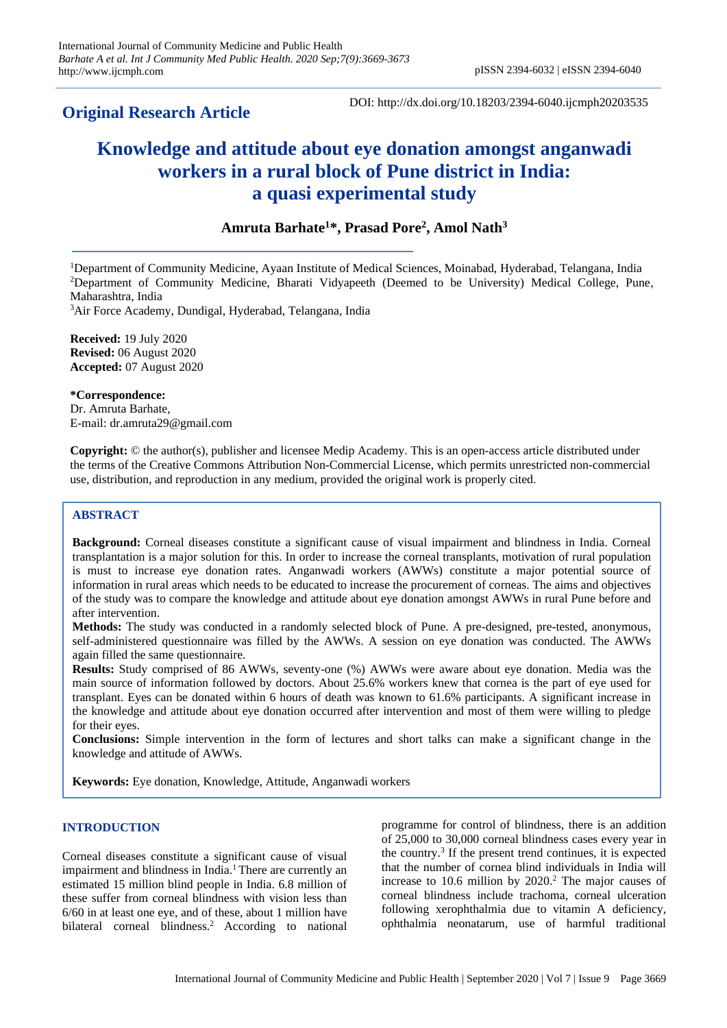**Original Research Article**

DOI: http://dx.doi.org/10.18203/2394-6040.ijcmph20203535

# Knowledge and attitude about eye donation amongst anganwadi workers in a rural block of Pune district in India: a quasi experimental study

**Amruta Barhate[1]*, Prasad Pore[2], Amol Nath[3]**

[1]Department of Community Medicine, Ayaan Institute of Medical Sciences, Moinabad, Hyderabad, Telangana, India
[2]Department of Community Medicine, Bharati Vidyapeeth (Deemed to be University) Medical College, Pune, Maharashtra, India
[3]Air Force Academy, Dundigal, Hyderabad, Telangana, India

**Received:** 19 July 2020
**Revised:** 06 August 2020
**Accepted:** 07 August 2020

***Correspondence:**
Dr. Amruta Barhate,
E-mail: dr.amruta29@gmail.com

**Copyright:** © the author(s), publisher and licensee Medip Academy. This is an open-access article distributed under the terms of the Creative Commons Attribution Non-Commercial License, which permits unrestricted non-commercial use, distribution, and reproduction in any medium, provided the original work is properly cited.

## ABSTRACT

**Background:** Corneal diseases constitute a significant cause of visual impairment and blindness in India. Corneal transplantation is a major solution for this. In order to increase the corneal transplants, motivation of rural population is must to increase eye donation rates. Anganwadi workers (AWWs) constitute a major potential source of information in rural areas which needs to be educated to increase the procurement of corneas. The aims and objectives of the study was to compare the knowledge and attitude about eye donation amongst AWWs in rural Pune before and after intervention.

**Methods:** The study was conducted in a randomly selected block of Pune. A pre-designed, pre-tested, anonymous, self-administered questionnaire was filled by the AWWs. A session on eye donation was conducted. The AWWs again filled the same questionnaire.

**Results:** Study comprised of 86 AWWs, seventy-one (%) AWWs were aware about eye donation. Media was the main source of information followed by doctors. About 25.6% workers knew that cornea is the part of eye used for transplant. Eyes can be donated within 6 hours of death was known to 61.6% participants. A significant increase in the knowledge and attitude about eye donation occurred after intervention and most of them were willing to pledge for their eyes.

**Conclusions:** Simple intervention in the form of lectures and short talks can make a significant change in the knowledge and attitude of AWWs.

**Keywords:** Eye donation, Knowledge, Attitude, Anganwadi workers

## INTRODUCTION

Corneal diseases constitute a significant cause of visual impairment and blindness in India.[1] There are currently an estimated 15 million blind people in India. 6.8 million of these suffer from corneal blindness with vision less than 6/60 in at least one eye, and of these, about 1 million have bilateral corneal blindness.[2] According to national programme for control of blindness, there is an addition of 25,000 to 30,000 corneal blindness cases every year in the country.[3] If the present trend continues, it is expected that the number of cornea blind individuals in India will increase to 10.6 million by 2020.[2] The major causes of corneal blindness include trachoma, corneal ulceration following xerophthalmia due to vitamin A deficiency, ophthalmia neonatarum, use of harmful traditional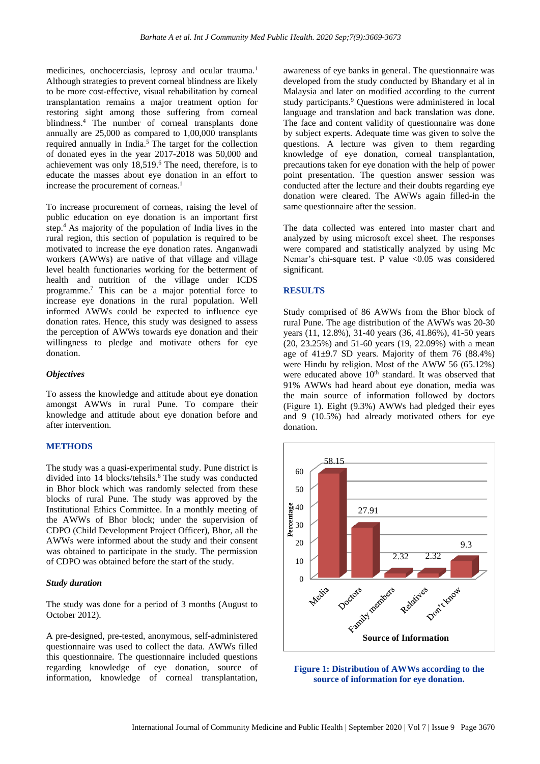medicines, onchocerciasis, leprosy and ocular trauma.[1] Although strategies to prevent corneal blindness are likely to be more cost-effective, visual rehabilitation by corneal transplantation remains a major treatment option for restoring sight among those suffering from corneal blindness.[4] The number of corneal transplants done annually are 25,000 as compared to 1,00,000 transplants required annually in India.[5] The target for the collection of donated eyes in the year 2017-2018 was 50,000 and achievement was only 18,519.[6] The need, therefore, is to educate the masses about eye donation in an effort to increase the procurement of corneas.[1]

To increase procurement of corneas, raising the level of public education on eye donation is an important first step.[4] As majority of the population of India lives in the rural region, this section of population is required to be motivated to increase the eye donation rates. Anganwadi workers (AWWs) are native of that village and village level health functionaries working for the betterment of health and nutrition of the village under ICDS programme.[7] This can be a major potential force to increase eye donations in the rural population. Well informed AWWs could be expected to influence eye donation rates. Hence, this study was designed to assess the perception of AWWs towards eye donation and their willingness to pledge and motivate others for eye donation.

### *Objectives*

To assess the knowledge and attitude about eye donation amongst AWWs in rural Pune. To compare their knowledge and attitude about eye donation before and after intervention.

## METHODS

The study was a quasi-experimental study. Pune district is divided into 14 blocks/tehsils.[8] The study was conducted in Bhor block which was randomly selected from these blocks of rural Pune. The study was approved by the Institutional Ethics Committee. In a monthly meeting of the AWWs of Bhor block; under the supervision of CDPO (Child Development Project Officer), Bhor, all the AWWs were informed about the study and their consent was obtained to participate in the study. The permission of CDPO was obtained before the start of the study.

### *Study duration*

The study was done for a period of 3 months (August to October 2012).

A pre-designed, pre-tested, anonymous, self-administered questionnaire was used to collect the data. AWWs filled this questionnaire. The questionnaire included questions regarding knowledge of eye donation, source of information, knowledge of corneal transplantation, awareness of eye banks in general. The questionnaire was developed from the study conducted by Bhandary et al in Malaysia and later on modified according to the current study participants.[9] Questions were administered in local language and translation and back translation was done. The face and content validity of questionnaire was done by subject experts. Adequate time was given to solve the questions. A lecture was given to them regarding knowledge of eye donation, corneal transplantation, precautions taken for eye donation with the help of power point presentation. The question answer session was conducted after the lecture and their doubts regarding eye donation were cleared. The AWWs again filled-in the same questionnaire after the session.

The data collected was entered into master chart and analyzed by using microsoft excel sheet. The responses were compared and statistically analyzed by using Mc Nemar's chi-square test. P value <0.05 was considered significant.

## RESULTS

Study comprised of 86 AWWs from the Bhor block of rural Pune. The age distribution of the AWWs was 20-30 years (11, 12.8%), 31-40 years (36, 41.86%), 41-50 years (20, 23.25%) and 51-60 years (19, 22.09%) with a mean age of 41±9.7 SD years. Majority of them 76 (88.4%) were Hindu by religion. Most of the AWW 56 (65.12%) were educated above 10th standard. It was observed that 91% AWWs had heard about eye donation, media was the main source of information followed by doctors (Figure 1). Eight (9.3%) AWWs had pledged their eyes and 9 (10.5%) had already motivated others for eye donation.

| Source of Information | Percentage |
|---|---|
| Media | 58.15 |
| Doctors | 27.91 |
| Family members | 2.32 |
| Relatives | 2.32 |
| Don't know | 9.3 |

**Figure 1: Distribution of AWWs according to the source of information for eye donation.**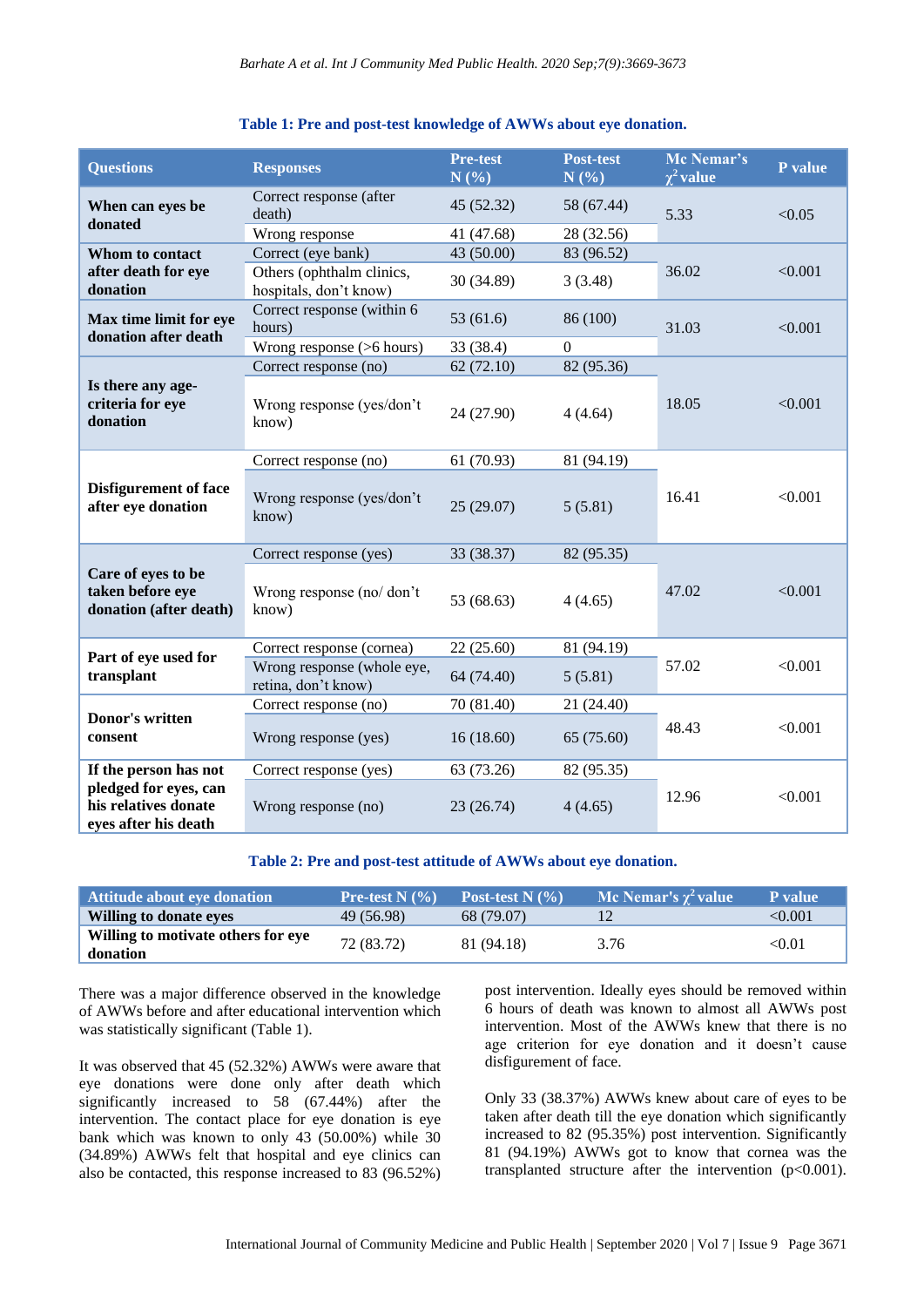**Table 1: Pre and post-test knowledge of AWWs about eye donation.**

| Questions | Responses | Pre-test N (%) | Post-test N (%) | Mc Nemar's $\chi^2$ value | P value |
|---|---|---|---|---|---|
| **When can eyes be donated** | Correct response (after death) | 45 (52.32) | 58 (67.44) | 5.33 | <0.05 |
| | Wrong response | 41 (47.68) | 28 (32.56) | | |
| **Whom to contact after death for eye donation** | Correct (eye bank) | 43 (50.00) | 83 (96.52) | 36.02 | <0.001 |
| | Others (ophthalm clinics, hospitals, don't know) | 30 (34.89) | 3 (3.48) | | |
| **Max time limit for eye donation after death** | Correct response (within 6 hours) | 53 (61.6) | 86 (100) | 31.03 | <0.001 |
| | Wrong response (>6 hours) | 33 (38.4) | 0 | | |
| **Is there any age-criteria for eye donation** | Correct response (no) | 62 (72.10) | 82 (95.36) | 18.05 | <0.001 |
| | Wrong response (yes/don't know) | 24 (27.90) | 4 (4.64) | | |
| **Disfigurement of face after eye donation** | Correct response (no) | 61 (70.93) | 81 (94.19) | 16.41 | <0.001 |
| | Wrong response (yes/don't know) | 25 (29.07) | 5 (5.81) | | |
| **Care of eyes to be taken before eye donation (after death)** | Correct response (yes) | 33 (38.37) | 82 (95.35) | 47.02 | <0.001 |
| | Wrong response (no/ don't know) | 53 (68.63) | 4 (4.65) | | |
| **Part of eye used for transplant** | Correct response (cornea) | 22 (25.60) | 81 (94.19) | 57.02 | <0.001 |
| | Wrong response (whole eye, retina, don't know) | 64 (74.40) | 5 (5.81) | | |
| **Donor's written consent** | Correct response (no) | 70 (81.40) | 21 (24.40) | 48.43 | <0.001 |
| | Wrong response (yes) | 16 (18.60) | 65 (75.60) | | |
| **If the person has not pledged for eyes, can his relatives donate eyes after his death** | Correct response (yes) | 63 (73.26) | 82 (95.35) | 12.96 | <0.001 |
| | Wrong response (no) | 23 (26.74) | 4 (4.65) | | |

**Table 2: Pre and post-test attitude of AWWs about eye donation.**

| Attitude about eye donation | Pre-test N (%) | Post-test N (%) | Mc Nemar's $\chi^2$ value | P value |
|---|---|---|---|---|
| **Willing to donate eyes** | 49 (56.98) | 68 (79.07) | 12 | <0.001 |
| **Willing to motivate others for eye donation** | 72 (83.72) | 81 (94.18) | 3.76 | <0.01 |

There was a major difference observed in the knowledge of AWWs before and after educational intervention which was statistically significant (Table 1).

It was observed that 45 (52.32%) AWWs were aware that eye donations were done only after death which significantly increased to 58 (67.44%) after the intervention. The contact place for eye donation is eye bank which was known to only 43 (50.00%) while 30 (34.89%) AWWs felt that hospital and eye clinics can also be contacted, this response increased to 83 (96.52%) post intervention. Ideally eyes should be removed within 6 hours of death was known to almost all AWWs post intervention. Most of the AWWs knew that there is no age criterion for eye donation and it doesn't cause disfigurement of face.

Only 33 (38.37%) AWWs knew about care of eyes to be taken after death till the eye donation which significantly increased to 82 (95.35%) post intervention. Significantly 81 (94.19%) AWWs got to know that cornea was the transplanted structure after the intervention ($p<0.001$).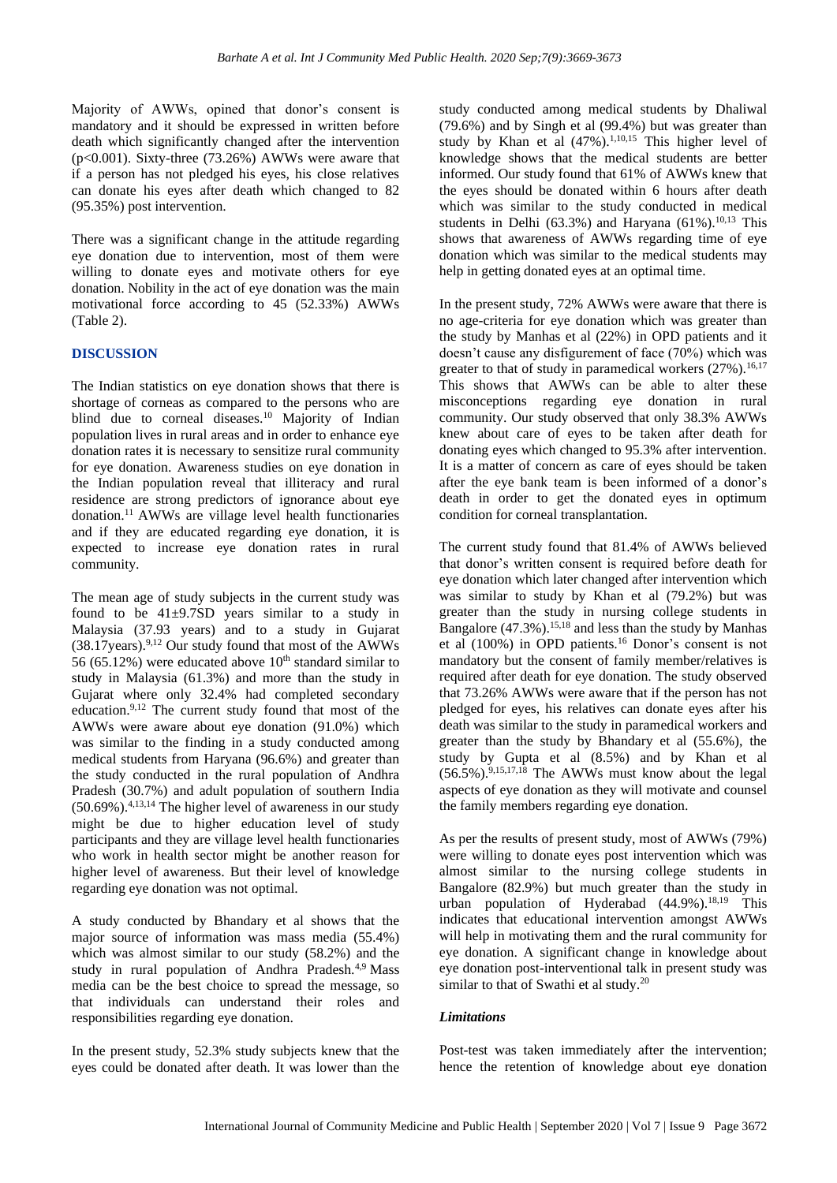Majority of AWWs, opined that donor's consent is mandatory and it should be expressed in written before death which significantly changed after the intervention ($p<0.001$). Sixty-three (73.26%) AWWs were aware that if a person has not pledged his eyes, his close relatives can donate his eyes after death which changed to 82 (95.35%) post intervention.

There was a significant change in the attitude regarding eye donation due to intervention, most of them were willing to donate eyes and motivate others for eye donation. Nobility in the act of eye donation was the main motivational force according to 45 (52.33%) AWWs (Table 2).

## DISCUSSION

The Indian statistics on eye donation shows that there is shortage of corneas as compared to the persons who are blind due to corneal diseases.[10] Majority of Indian population lives in rural areas and in order to enhance eye donation rates it is necessary to sensitize rural community for eye donation. Awareness studies on eye donation in the Indian population reveal that illiteracy and rural residence are strong predictors of ignorance about eye donation.[11] AWWs are village level health functionaries and if they are educated regarding eye donation, it is expected to increase eye donation rates in rural community.

The mean age of study subjects in the current study was found to be 41±9.7SD years similar to a study in Malaysia (37.93 years) and to a study in Gujarat (38.17years).[9,12] Our study found that most of the AWWs 56 (65.12%) were educated above 10th standard similar to study in Malaysia (61.3%) and more than the study in Gujarat where only 32.4% had completed secondary education.[9,12] The current study found that most of the AWWs were aware about eye donation (91.0%) which was similar to the finding in a study conducted among medical students from Haryana (96.6%) and greater than the study conducted in the rural population of Andhra Pradesh (30.7%) and adult population of southern India (50.69%).[4,13,14] The higher level of awareness in our study might be due to higher education level of study participants and they are village level health functionaries who work in health sector might be another reason for higher level of awareness. But their level of knowledge regarding eye donation was not optimal.

A study conducted by Bhandary et al shows that the major source of information was mass media (55.4%) which was almost similar to our study (58.2%) and the study in rural population of Andhra Pradesh.[4,9] Mass media can be the best choice to spread the message, so that individuals can understand their roles and responsibilities regarding eye donation.

In the present study, 52.3% study subjects knew that the eyes could be donated after death. It was lower than the study conducted among medical students by Dhaliwal (79.6%) and by Singh et al (99.4%) but was greater than study by Khan et al (47%).[1,10,15] This higher level of knowledge shows that the medical students are better informed. Our study found that 61% of AWWs knew that the eyes should be donated within 6 hours after death which was similar to the study conducted in medical students in Delhi (63.3%) and Haryana (61%).[10,13] This shows that awareness of AWWs regarding time of eye donation which was similar to the medical students may help in getting donated eyes at an optimal time.

In the present study, 72% AWWs were aware that there is no age-criteria for eye donation which was greater than the study by Manhas et al (22%) in OPD patients and it doesn't cause any disfigurement of face (70%) which was greater to that of study in paramedical workers (27%).[16,17] This shows that AWWs can be able to alter these misconceptions regarding eye donation in rural community. Our study observed that only 38.3% AWWs knew about care of eyes to be taken after death for donating eyes which changed to 95.3% after intervention. It is a matter of concern as care of eyes should be taken after the eye bank team is been informed of a donor's death in order to get the donated eyes in optimum condition for corneal transplantation.

The current study found that 81.4% of AWWs believed that donor's written consent is required before death for eye donation which later changed after intervention which was similar to study by Khan et al (79.2%) but was greater than the study in nursing college students in Bangalore (47.3%).[15,18] and less than the study by Manhas et al (100%) in OPD patients.[16] Donor's consent is not mandatory but the consent of family member/relatives is required after death for eye donation. The study observed that 73.26% AWWs were aware that if the person has not pledged for eyes, his relatives can donate eyes after his death was similar to the study in paramedical workers and greater than the study by Bhandary et al (55.6%), the study by Gupta et al (8.5%) and by Khan et al (56.5%).[9,15,17,18] The AWWs must know about the legal aspects of eye donation as they will motivate and counsel the family members regarding eye donation.

As per the results of present study, most of AWWs (79%) were willing to donate eyes post intervention which was almost similar to the nursing college students in Bangalore (82.9%) but much greater than the study in urban population of Hyderabad (44.9%).[18,19] This indicates that educational intervention amongst AWWs will help in motivating them and the rural community for eye donation. A significant change in knowledge about eye donation post-interventional talk in present study was similar to that of Swathi et al study.[20]

### *Limitations*

Post-test was taken immediately after the intervention; hence the retention of knowledge about eye donation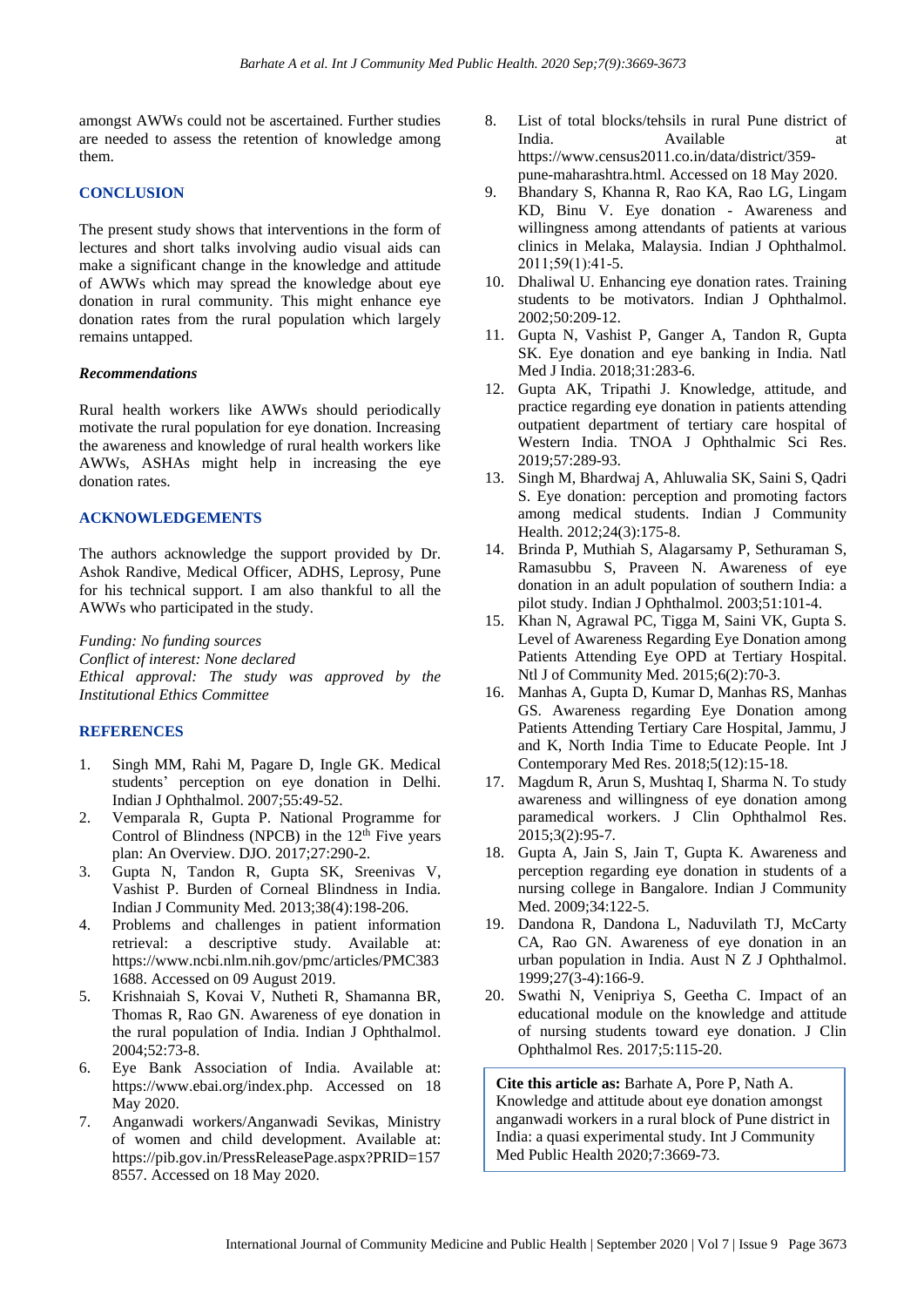amongst AWWs could not be ascertained. Further studies are needed to assess the retention of knowledge among them.

## CONCLUSION

The present study shows that interventions in the form of lectures and short talks involving audio visual aids can make a significant change in the knowledge and attitude of AWWs which may spread the knowledge about eye donation in rural community. This might enhance eye donation rates from the rural population which largely remains untapped.

### *Recommendations*

Rural health workers like AWWs should periodically motivate the rural population for eye donation. Increasing the awareness and knowledge of rural health workers like AWWs, ASHAs might help in increasing the eye donation rates.

## ACKNOWLEDGEMENTS

The authors acknowledge the support provided by Dr. Ashok Randive, Medical Officer, ADHS, Leprosy, Pune for his technical support. I am also thankful to all the AWWs who participated in the study.

*Funding: No funding sources*
*Conflict of interest: None declared*
*Ethical approval: The study was approved by the Institutional Ethics Committee*

## REFERENCES

1. Singh MM, Rahi M, Pagare D, Ingle GK. Medical students' perception on eye donation in Delhi. Indian J Ophthalmol. 2007;55:49-52.
2. Vemparala R, Gupta P. National Programme for Control of Blindness (NPCB) in the 12th Five years plan: An Overview. DJO. 2017;27:290-2.
3. Gupta N, Tandon R, Gupta SK, Sreenivas V, Vashist P. Burden of Corneal Blindness in India. Indian J Community Med. 2013;38(4):198-206.
4. Problems and challenges in patient information retrieval: a descriptive study. Available at: https://www.ncbi.nlm.nih.gov/pmc/articles/PMC3831688. Accessed on 09 August 2019.
5. Krishnaiah S, Kovai V, Nutheti R, Shamanna BR, Thomas R, Rao GN. Awareness of eye donation in the rural population of India. Indian J Ophthalmol. 2004;52:73-8.
6. Eye Bank Association of India. Available at: https://www.ebai.org/index.php. Accessed on 18 May 2020.
7. Anganwadi workers/Anganwadi Sevikas, Ministry of women and child development. Available at: https://pib.gov.in/PressReleasePage.aspx?PRID=1578557. Accessed on 18 May 2020.
8. List of total blocks/tehsils in rural Pune district of India. Available at https://www.census2011.co.in/data/district/359-pune-maharashtra.html. Accessed on 18 May 2020.
9. Bhandary S, Khanna R, Rao KA, Rao LG, Lingam KD, Binu V. Eye donation - Awareness and willingness among attendants of patients at various clinics in Melaka, Malaysia. Indian J Ophthalmol. 2011;59(1):41-5.
10. Dhaliwal U. Enhancing eye donation rates. Training students to be motivators. Indian J Ophthalmol. 2002;50:209-12.
11. Gupta N, Vashist P, Ganger A, Tandon R, Gupta SK. Eye donation and eye banking in India. Natl Med J India. 2018;31:283-6.
12. Gupta AK, Tripathi J. Knowledge, attitude, and practice regarding eye donation in patients attending outpatient department of tertiary care hospital of Western India. TNOA J Ophthalmic Sci Res. 2019;57:289-93.
13. Singh M, Bhardwaj A, Ahluwalia SK, Saini S, Qadri S. Eye donation: perception and promoting factors among medical students. Indian J Community Health. 2012;24(3):175-8.
14. Brinda P, Muthiah S, Alagarsamy P, Sethuraman S, Ramasubbu S, Praveen N. Awareness of eye donation in an adult population of southern India: a pilot study. Indian J Ophthalmol. 2003;51:101-4.
15. Khan N, Agrawal PC, Tigga M, Saini VK, Gupta S. Level of Awareness Regarding Eye Donation among Patients Attending Eye OPD at Tertiary Hospital. Ntl J of Community Med. 2015;6(2):70-3.
16. Manhas A, Gupta D, Kumar D, Manhas RS, Manhas GS. Awareness regarding Eye Donation among Patients Attending Tertiary Care Hospital, Jammu, J and K, North India Time to Educate People. Int J Contemporary Med Res. 2018;5(12):15-18.
17. Magdum R, Arun S, Mushtaq I, Sharma N. To study awareness and willingness of eye donation among paramedical workers. J Clin Ophthalmol Res. 2015;3(2):95-7.
18. Gupta A, Jain S, Jain T, Gupta K. Awareness and perception regarding eye donation in students of a nursing college in Bangalore. Indian J Community Med. 2009;34:122-5.
19. Dandona R, Dandona L, Naduvilath TJ, McCarty CA, Rao GN. Awareness of eye donation in an urban population in India. Aust N Z J Ophthalmol. 1999;27(3-4):166-9.
20. Swathi N, Venipriya S, Geetha C. Impact of an educational module on the knowledge and attitude of nursing students toward eye donation. J Clin Ophthalmol Res. 2017;5:115-20.

**Cite this article as:** Barhate A, Pore P, Nath A. Knowledge and attitude about eye donation amongst anganwadi workers in a rural block of Pune district in India: a quasi experimental study. Int J Community Med Public Health 2020;7:3669-73.